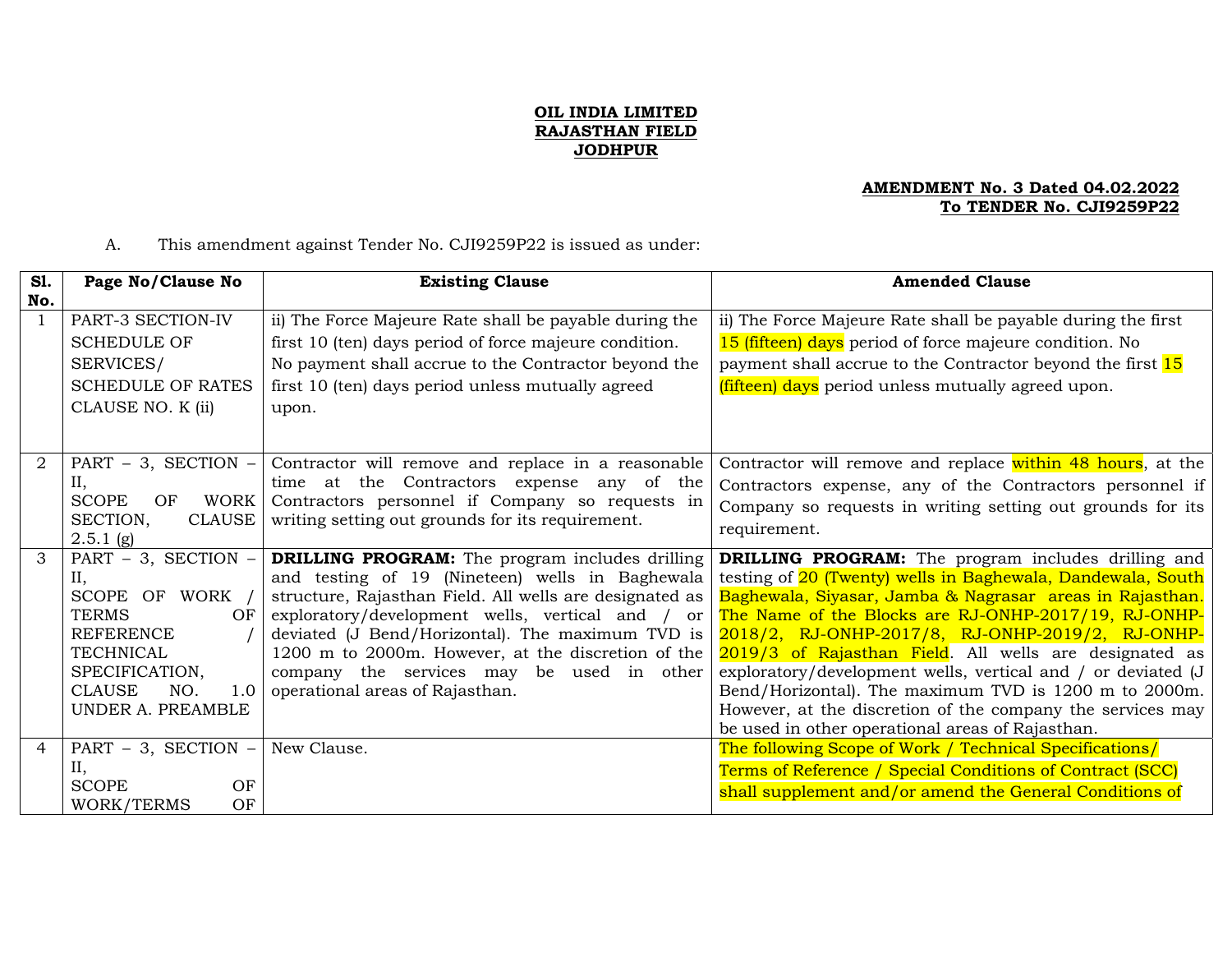**OIL INDIA LIMITED**
**RAJASTHAN FIELD**
**JODHPUR**

**AMENDMENT No. 3 Dated 04.02.2022**
**To TENDER No. CJI9259P22**

A. This amendment against Tender No. CJI9259P22 is issued as under:

| Sl. No. | Page No/Clause No | Existing Clause | Amended Clause |
|---|---|---|---|
| 1 | PART-3 SECTION-IV SCHEDULE OF SERVICES/ SCHEDULE OF RATES CLAUSE NO. K (ii) | ii) The Force Majeure Rate shall be payable during the first 10 (ten) days period of force majeure condition. No payment shall accrue to the Contractor beyond the first 10 (ten) days period unless mutually agreed upon. | ii) The Force Majeure Rate shall be payable during the first 15 (fifteen) days period of force majeure condition. No payment shall accrue to the Contractor beyond the first 15 (fifteen) days period unless mutually agreed upon. |
| 2 | PART – 3, SECTION – II, SCOPE OF WORK SECTION, CLAUSE 2.5.1 (g) | Contractor will remove and replace in a reasonable time at the Contractors expense any of the Contractors personnel if Company so requests in writing setting out grounds for its requirement. | Contractor will remove and replace within 48 hours, at the Contractors expense, any of the Contractors personnel if Company so requests in writing setting out grounds for its requirement. |
| 3 | PART – 3, SECTION – II, SCOPE OF WORK / TERMS OF REFERENCE / TECHNICAL SPECIFICATION, CLAUSE NO. 1.0 UNDER A. PREAMBLE | **DRILLING PROGRAM:** The program includes drilling and testing of 19 (Nineteen) wells in Baghewala structure, Rajasthan Field. All wells are designated as exploratory/development wells, vertical and / or deviated (J Bend/Horizontal). The maximum TVD is 1200 m to 2000m. However, at the discretion of the company the services may be used in other operational areas of Rajasthan. | **DRILLING PROGRAM:** The program includes drilling and testing of 20 (Twenty) wells in Baghewala, Dandewala, South Baghewala, Siyasar, Jamba & Nagrasar areas in Rajasthan. The Name of the Blocks are RJ-ONHP-2017/19, RJ-ONHP-2018/2, RJ-ONHP-2017/8, RJ-ONHP-2019/2, RJ-ONHP-2019/3 of Rajasthan Field. All wells are designated as exploratory/development wells, vertical and / or deviated (J Bend/Horizontal). The maximum TVD is 1200 m to 2000m. However, at the discretion of the company the services may be used in other operational areas of Rajasthan. |
| 4 | PART – 3, SECTION – II, SCOPE OF WORK/TERMS OF | New Clause. | The following Scope of Work / Technical Specifications/ Terms of Reference / Special Conditions of Contract (SCC) shall supplement and/or amend the General Conditions of |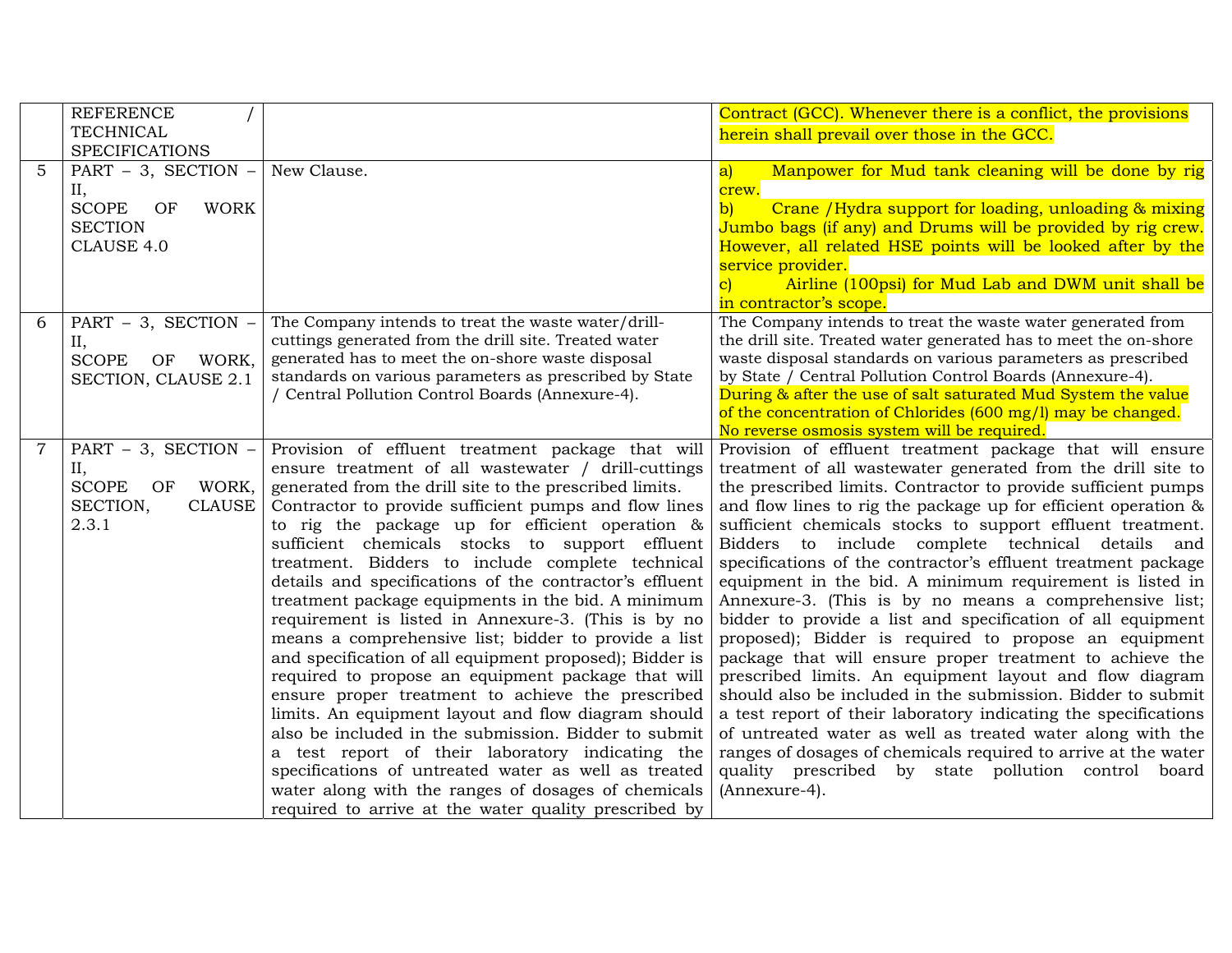| | | | |
|---|---|---|---|
| | REFERENCE / TECHNICAL SPECIFICATIONS | | Contract (GCC). Whenever there is a conflict, the provisions herein shall prevail over those in the GCC. |
| 5 | PART – 3, SECTION – II, SCOPE OF WORK SECTION CLAUSE 4.0 | New Clause. | a) Manpower for Mud tank cleaning will be done by rig crew.<br>b) Crane /Hydra support for loading, unloading & mixing Jumbo bags (if any) and Drums will be provided by rig crew. However, all related HSE points will be looked after by the service provider.<br>c) Airline (100psi) for Mud Lab and DWM unit shall be in contractor's scope. |
| 6 | PART – 3, SECTION – II, SCOPE OF WORK, SECTION, CLAUSE 2.1 | The Company intends to treat the waste water/drill-cuttings generated from the drill site. Treated water generated has to meet the on-shore waste disposal standards on various parameters as prescribed by State / Central Pollution Control Boards (Annexure-4). | The Company intends to treat the waste water generated from the drill site. Treated water generated has to meet the on-shore waste disposal standards on various parameters as prescribed by State / Central Pollution Control Boards (Annexure-4).<br>During & after the use of salt saturated Mud System the value of the concentration of Chlorides (600 mg/l) may be changed. No reverse osmosis system will be required. |
| 7 | PART – 3, SECTION – II, SCOPE OF WORK, SECTION, CLAUSE 2.3.1 | Provision of effluent treatment package that will ensure treatment of all wastewater / drill-cuttings generated from the drill site to the prescribed limits. Contractor to provide sufficient pumps and flow lines to rig the package up for efficient operation & sufficient chemicals stocks to support effluent treatment. Bidders to include complete technical details and specifications of the contractor's effluent treatment package equipments in the bid. A minimum requirement is listed in Annexure-3. (This is by no means a comprehensive list; bidder to provide a list and specification of all equipment proposed); Bidder is required to propose an equipment package that will ensure proper treatment to achieve the prescribed limits. An equipment layout and flow diagram should also be included in the submission. Bidder to submit a test report of their laboratory indicating the specifications of untreated water as well as treated water along with the ranges of dosages of chemicals required to arrive at the water quality prescribed by | Provision of effluent treatment package that will ensure treatment of all wastewater generated from the drill site to the prescribed limits. Contractor to provide sufficient pumps and flow lines to rig the package up for efficient operation & sufficient chemicals stocks to support effluent treatment. Bidders to include complete technical details and specifications of the contractor's effluent treatment package equipment in the bid. A minimum requirement is listed in Annexure-3. (This is by no means a comprehensive list; bidder to provide a list and specification of all equipment proposed); Bidder is required to propose an equipment package that will ensure proper treatment to achieve the prescribed limits. An equipment layout and flow diagram should also be included in the submission. Bidder to submit a test report of their laboratory indicating the specifications of untreated water as well as treated water along with the ranges of dosages of chemicals required to arrive at the water quality prescribed by state pollution control board (Annexure-4). |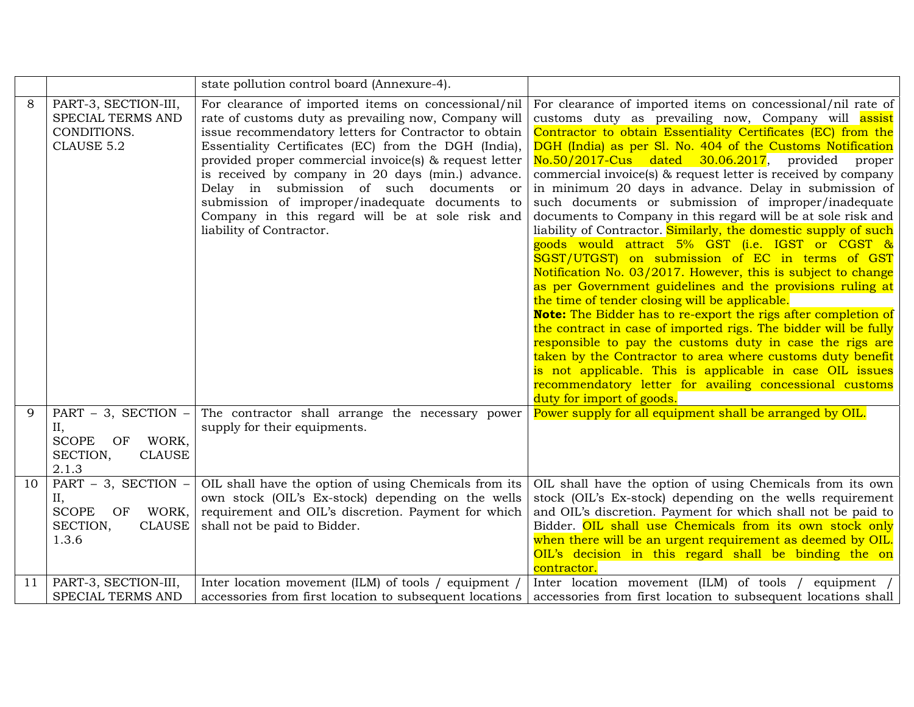| | | | |
|---|---|---|---|
| | | state pollution control board (Annexure-4). | |
| 8 | PART-3, SECTION-III, SPECIAL TERMS AND CONDITIONS. CLAUSE 5.2 | For clearance of imported items on concessional/nil rate of customs duty as prevailing now, Company will issue recommendatory letters for Contractor to obtain Essentiality Certificates (EC) from the DGH (India), provided proper commercial invoice(s) & request letter is received by company in 20 days (min.) advance. Delay in submission of such documents or submission of improper/inadequate documents to Company in this regard will be at sole risk and liability of Contractor. | For clearance of imported items on concessional/nil rate of customs duty as prevailing now, Company will assist Contractor to obtain Essentiality Certificates (EC) from the DGH (India) as per Sl. No. 404 of the Customs Notification No.50/2017-Cus dated 30.06.2017, provided proper commercial invoice(s) & request letter is received by company in minimum 20 days in advance. Delay in submission of such documents or submission of improper/inadequate documents to Company in this regard will be at sole risk and liability of Contractor. Similarly, the domestic supply of such goods would attract 5% GST (i.e. IGST or CGST & SGST/UTGST) on submission of EC in terms of GST Notification No. 03/2017. However, this is subject to change as per Government guidelines and the provisions ruling at the time of tender closing will be applicable.<br>**Note:** The Bidder has to re-export the rigs after completion of the contract in case of imported rigs. The bidder will be fully responsible to pay the customs duty in case the rigs are taken by the Contractor to area where customs duty benefit is not applicable. This is applicable in case OIL issues recommendatory letter for availing concessional customs duty for import of goods. |
| 9 | PART – 3, SECTION – II, SCOPE OF WORK, SECTION, CLAUSE 2.1.3 | The contractor shall arrange the necessary power supply for their equipments. | Power supply for all equipment shall be arranged by OIL. |
| 10 | PART – 3, SECTION – II, SCOPE OF WORK, SECTION, CLAUSE 1.3.6 | OIL shall have the option of using Chemicals from its own stock (OIL's Ex-stock) depending on the wells requirement and OIL's discretion. Payment for which shall not be paid to Bidder. | OIL shall have the option of using Chemicals from its own stock (OIL's Ex-stock) depending on the wells requirement and OIL's discretion. Payment for which shall not be paid to Bidder. OIL shall use Chemicals from its own stock only when there will be an urgent requirement as deemed by OIL. OIL's decision in this regard shall be binding the on contractor. |
| 11 | PART-3, SECTION-III, SPECIAL TERMS AND | Inter location movement (ILM) of tools / equipment / accessories from first location to subsequent locations | Inter location movement (ILM) of tools / equipment / accessories from first location to subsequent locations shall |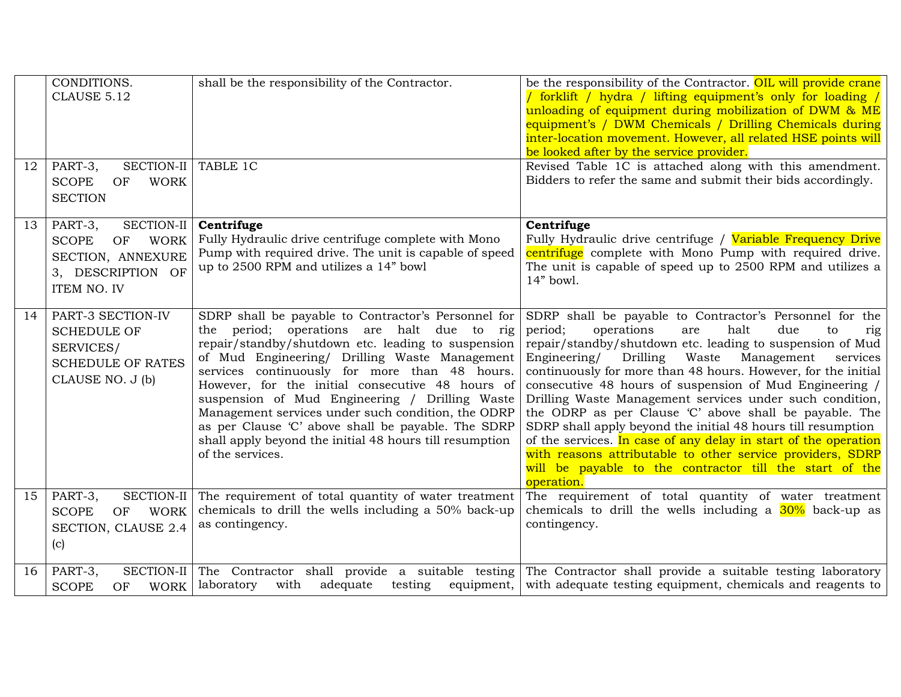| | CONDITIONS. CLAUSE 5.12 | shall be the responsibility of the Contractor. | be the responsibility of the Contractor. OIL will provide crane / forklift / hydra / lifting equipment's only for loading / unloading of equipment during mobilization of DWM & ME equipment's / DWM Chemicals / Drilling Chemicals during inter-location movement. However, all related HSE points will be looked after by the service provider. |
|---|---|---|---|
| 12 | PART-3, SECTION-II SCOPE OF WORK SECTION | TABLE 1C | Revised Table 1C is attached along with this amendment. Bidders to refer the same and submit their bids accordingly. |
| 13 | PART-3, SECTION-II SCOPE OF WORK SECTION, ANNEXURE 3, DESCRIPTION OF ITEM NO. IV | **Centrifuge**<br>Fully Hydraulic drive centrifuge complete with Mono Pump with required drive. The unit is capable of speed up to 2500 RPM and utilizes a 14" bowl | **Centrifuge**<br>Fully Hydraulic drive centrifuge / Variable Frequency Drive centrifuge complete with Mono Pump with required drive. The unit is capable of speed up to 2500 RPM and utilizes a 14" bowl. |
| 14 | PART-3 SECTION-IV SCHEDULE OF SERVICES/ SCHEDULE OF RATES CLAUSE NO. J (b) | SDRP shall be payable to Contractor's Personnel for the period; operations are halt due to rig repair/standby/shutdown etc. leading to suspension of Mud Engineering/ Drilling Waste Management services continuously for more than 48 hours. However, for the initial consecutive 48 hours of suspension of Mud Engineering / Drilling Waste Management services under such condition, the ODRP as per Clause 'C' above shall be payable. The SDRP shall apply beyond the initial 48 hours till resumption of the services. | SDRP shall be payable to Contractor's Personnel for the period; operations are halt due to rig repair/standby/shutdown etc. leading to suspension of Mud Engineering/ Drilling Waste Management services continuously for more than 48 hours. However, for the initial consecutive 48 hours of suspension of Mud Engineering / Drilling Waste Management services under such condition, the ODRP as per Clause 'C' above shall be payable. The SDRP shall apply beyond the initial 48 hours till resumption of the services. In case of any delay in start of the operation with reasons attributable to other service providers, SDRP will be payable to the contractor till the start of the operation. |
| 15 | PART-3, SECTION-II SCOPE OF WORK SECTION, CLAUSE 2.4 (c) | The requirement of total quantity of water treatment chemicals to drill the wells including a 50% back-up as contingency. | The requirement of total quantity of water treatment chemicals to drill the wells including a 30% back-up as contingency. |
| 16 | PART-3, SECTION-II SCOPE OF WORK | The Contractor shall provide a suitable testing laboratory with adequate testing equipment, | The Contractor shall provide a suitable testing laboratory with adequate testing equipment, chemicals and reagents to |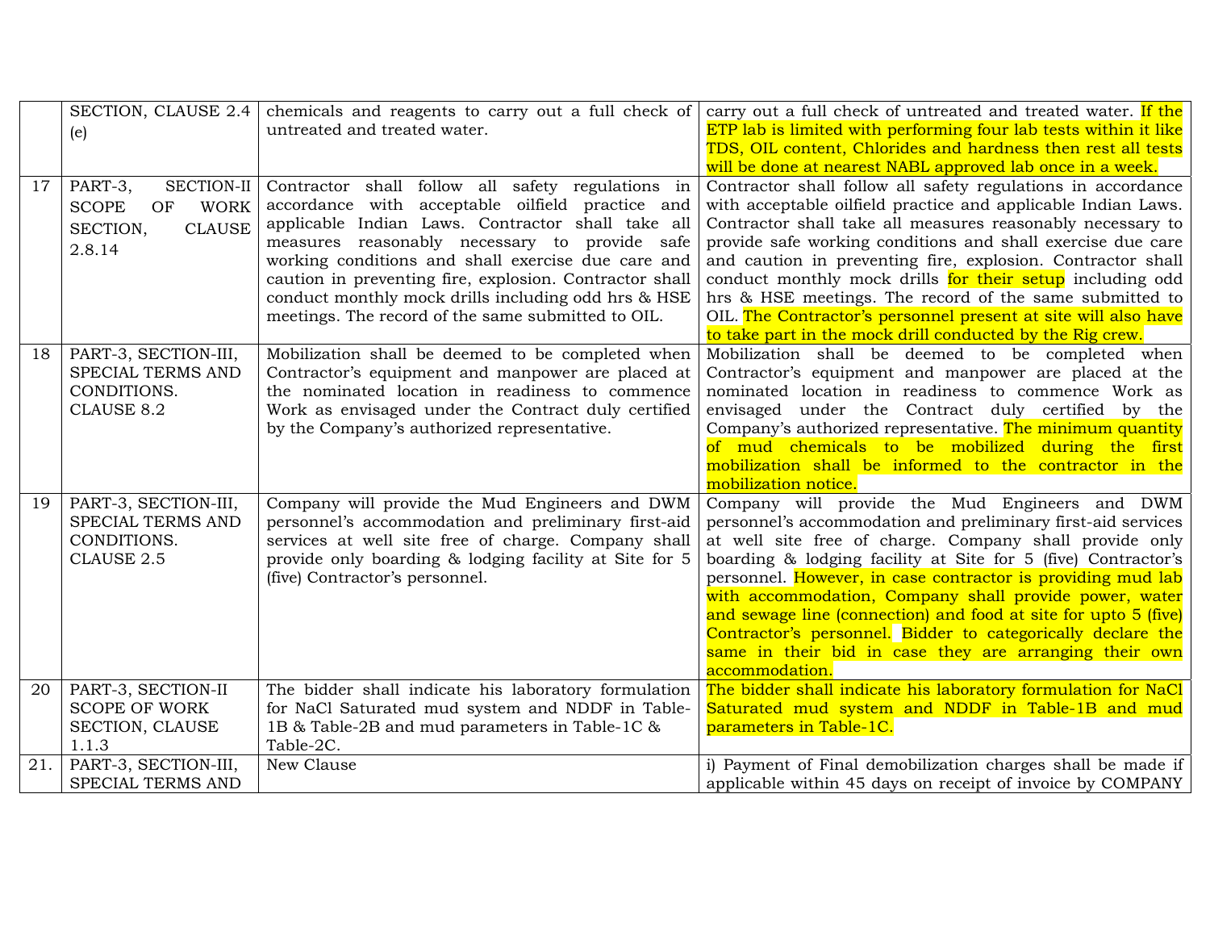| | SECTION, CLAUSE 2.4 (e) | chemicals and reagents to carry out a full check of untreated and treated water. | carry out a full check of untreated and treated water. If the ETP lab is limited with performing four lab tests within it like TDS, OIL content, Chlorides and hardness then rest all tests will be done at nearest NABL approved lab once in a week. |
|---|---|---|---|
| 17 | PART-3, SECTION-II SCOPE OF WORK SECTION, CLAUSE 2.8.14 | Contractor shall follow all safety regulations in accordance with acceptable oilfield practice and applicable Indian Laws. Contractor shall take all measures reasonably necessary to provide safe working conditions and shall exercise due care and caution in preventing fire, explosion. Contractor shall conduct monthly mock drills including odd hrs & HSE meetings. The record of the same submitted to OIL. | Contractor shall follow all safety regulations in accordance with acceptable oilfield practice and applicable Indian Laws. Contractor shall take all measures reasonably necessary to provide safe working conditions and shall exercise due care and caution in preventing fire, explosion. Contractor shall conduct monthly mock drills for their setup including odd hrs & HSE meetings. The record of the same submitted to OIL. The Contractor's personnel present at site will also have to take part in the mock drill conducted by the Rig crew. |
| 18 | PART-3, SECTION-III, SPECIAL TERMS AND CONDITIONS. CLAUSE 8.2 | Mobilization shall be deemed to be completed when Contractor's equipment and manpower are placed at the nominated location in readiness to commence Work as envisaged under the Contract duly certified by the Company's authorized representative. | Mobilization shall be deemed to be completed when Contractor's equipment and manpower are placed at the nominated location in readiness to commence Work as envisaged under the Contract duly certified by the Company's authorized representative. The minimum quantity of mud chemicals to be mobilized during the first mobilization shall be informed to the contractor in the mobilization notice. |
| 19 | PART-3, SECTION-III, SPECIAL TERMS AND CONDITIONS. CLAUSE 2.5 | Company will provide the Mud Engineers and DWM personnel's accommodation and preliminary first-aid services at well site free of charge. Company shall provide only boarding & lodging facility at Site for 5 (five) Contractor's personnel. | Company will provide the Mud Engineers and DWM personnel's accommodation and preliminary first-aid services at well site free of charge. Company shall provide only boarding & lodging facility at Site for 5 (five) Contractor's personnel. However, in case contractor is providing mud lab with accommodation, Company shall provide power, water and sewage line (connection) and food at site for upto 5 (five) Contractor's personnel. Bidder to categorically declare the same in their bid in case they are arranging their own accommodation. |
| 20 | PART-3, SECTION-II SCOPE OF WORK SECTION, CLAUSE 1.1.3 | The bidder shall indicate his laboratory formulation for NaCl Saturated mud system and NDDF in Table-1B & Table-2B and mud parameters in Table-1C & Table-2C. | The bidder shall indicate his laboratory formulation for NaCl Saturated mud system and NDDF in Table-1B and mud parameters in Table-1C. |
| 21. | PART-3, SECTION-III, SPECIAL TERMS AND | New Clause | i) Payment of Final demobilization charges shall be made if applicable within 45 days on receipt of invoice by COMPANY |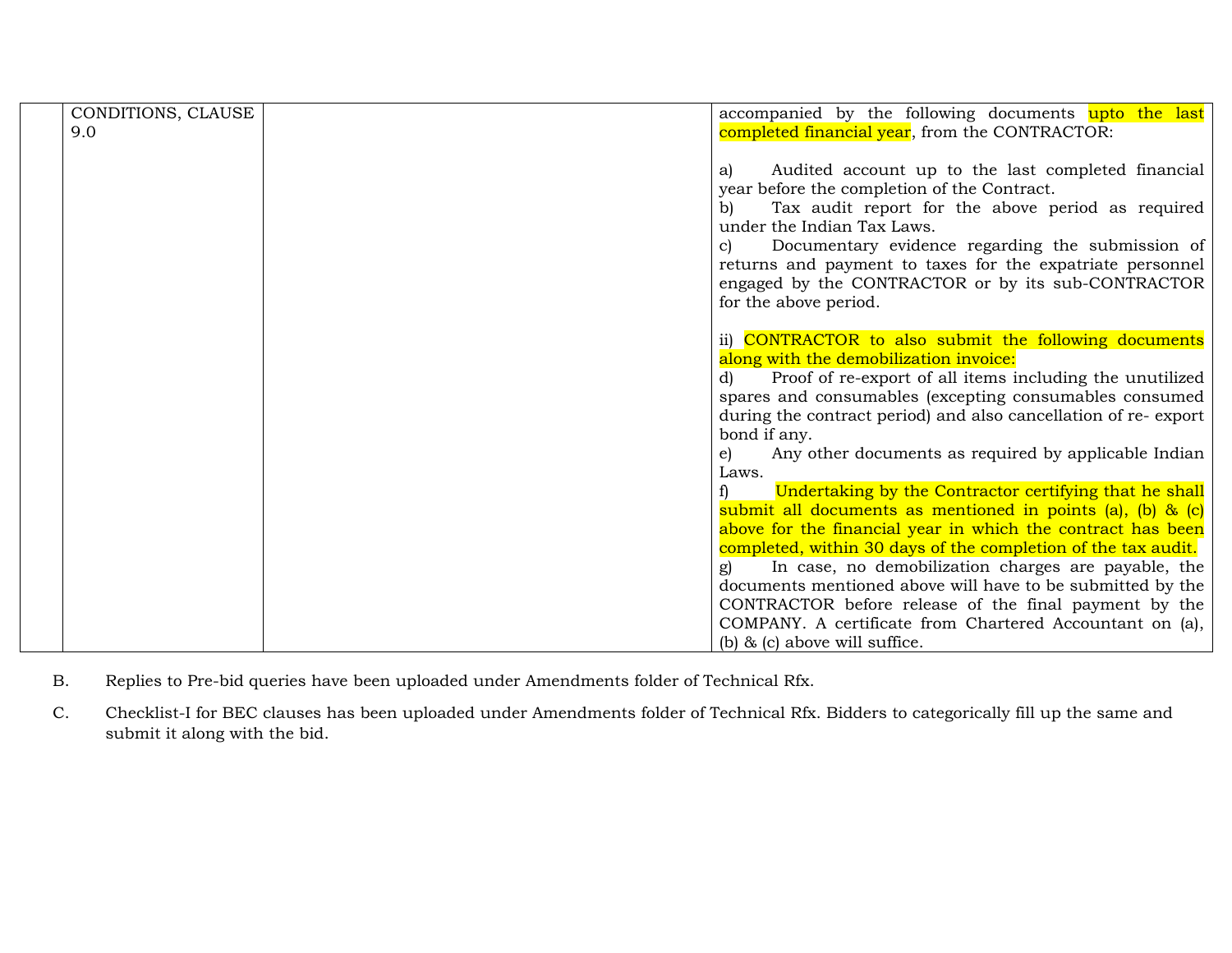|  | CONDITIONS, CLAUSE 9.0 |  | accompanied by the following documents upto the last completed financial year, from the CONTRACTOR:<br><br>a) Audited account up to the last completed financial year before the completion of the Contract.<br>b) Tax audit report for the above period as required under the Indian Tax Laws.<br>c) Documentary evidence regarding the submission of returns and payment to taxes for the expatriate personnel engaged by the CONTRACTOR or by its sub-CONTRACTOR for the above period.<br><br>ii) CONTRACTOR to also submit the following documents along with the demobilization invoice:<br>d) Proof of re-export of all items including the unutilized spares and consumables (excepting consumables consumed during the contract period) and also cancellation of re- export bond if any.<br>e) Any other documents as required by applicable Indian Laws.<br>f) Undertaking by the Contractor certifying that he shall submit all documents as mentioned in points (a), (b) & (c) above for the financial year in which the contract has been completed, within 30 days of the completion of the tax audit.<br>g) In case, no demobilization charges are payable, the documents mentioned above will have to be submitted by the CONTRACTOR before release of the final payment by the COMPANY. A certificate from Chartered Accountant on (a), (b) & (c) above will suffice. |
|---|---|---|---|

B. Replies to Pre-bid queries have been uploaded under Amendments folder of Technical Rfx.

C. Checklist-I for BEC clauses has been uploaded under Amendments folder of Technical Rfx. Bidders to categorically fill up the same and submit it along with the bid.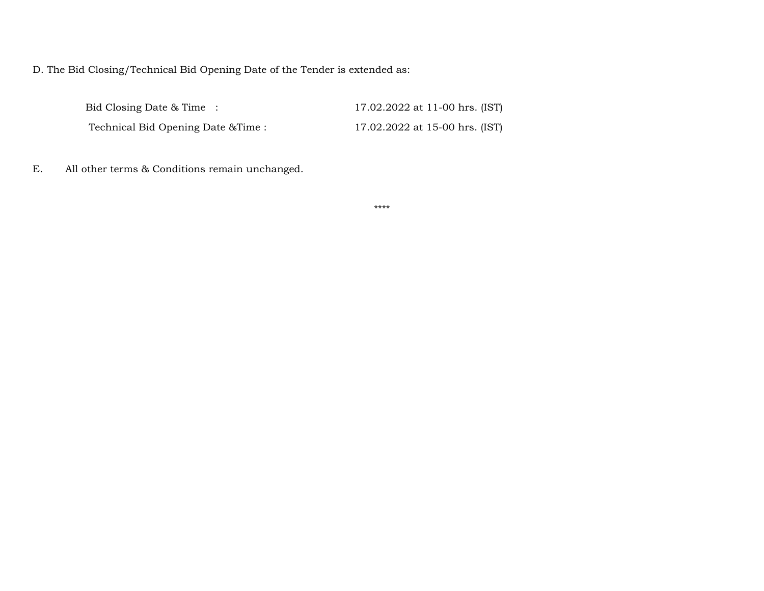D. The Bid Closing/Technical Bid Opening Date of the Tender is extended as:

| | |
|---|---|
| Bid Closing Date & Time : | 17.02.2022 at 11-00 hrs. (IST) |
| Technical Bid Opening Date &Time : | 17.02.2022 at 15-00 hrs. (IST) |

E. All other terms & Conditions remain unchanged.

****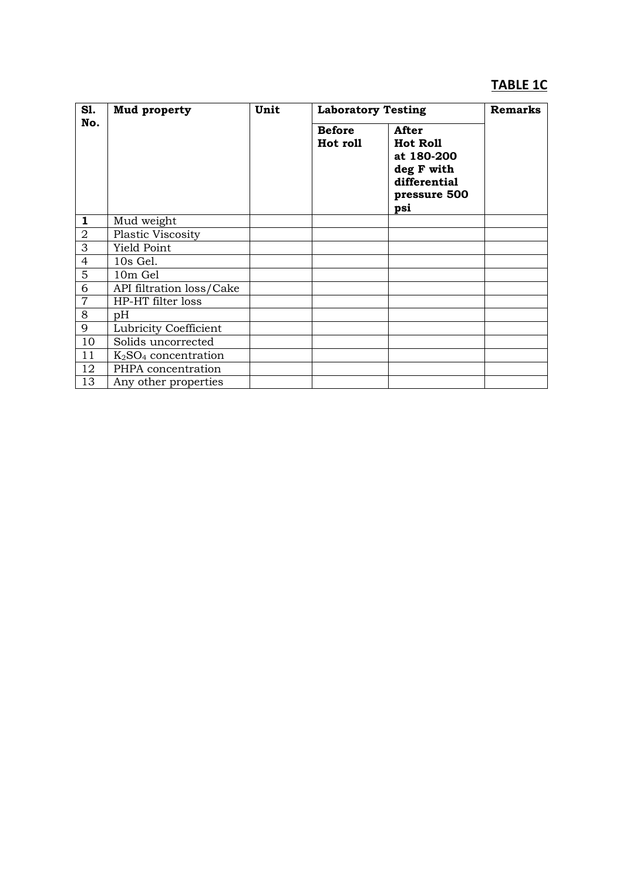**TABLE 1C**

| Sl. No. | Mud property | Unit | Laboratory Testing | | Remarks |
|---|---|---|---|---|---|
| | | | **Before Hot roll** | **After Hot Roll at 180-200 deg F with differential pressure 500 psi** | |
| **1** | Mud weight | | | | |
| 2 | Plastic Viscosity | | | | |
| 3 | Yield Point | | | | |
| 4 | 10s Gel. | | | | |
| 5 | 10m Gel | | | | |
| 6 | API filtration loss/Cake | | | | |
| 7 | HP-HT filter loss | | | | |
| 8 | pH | | | | |
| 9 | Lubricity Coefficient | | | | |
| 10 | Solids uncorrected | | | | |
| 11 | $K_2SO_4$ concentration | | | | |
| 12 | PHPA concentration | | | | |
| 13 | Any other properties | | | | |